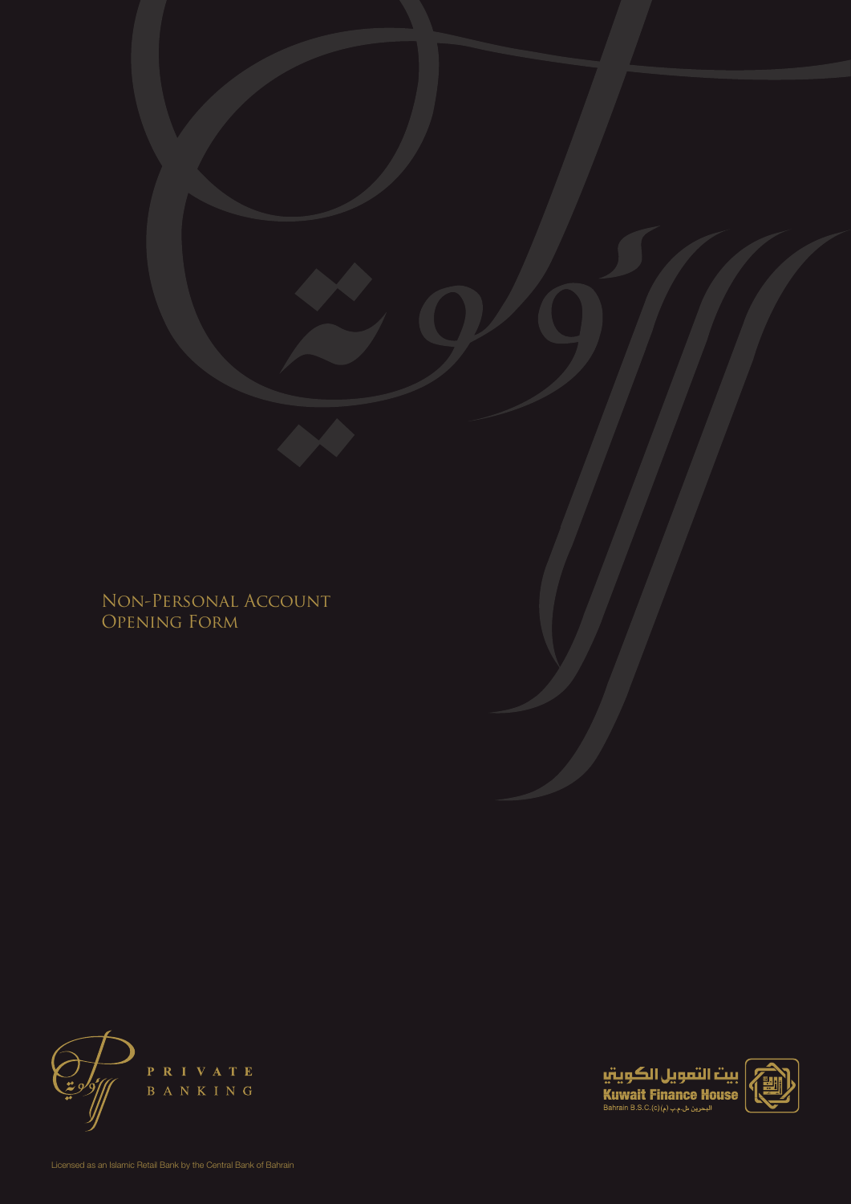# Non-Personal Account Opening Form

PRIVATE BANKING

بيت التمويل الكويتي
Kuwait Finance House
Bahrain B.S.C.(c) البحرين ش.م.ب (م)

Licensed as an Islamic Retail Bank by the Central Bank of Bahrain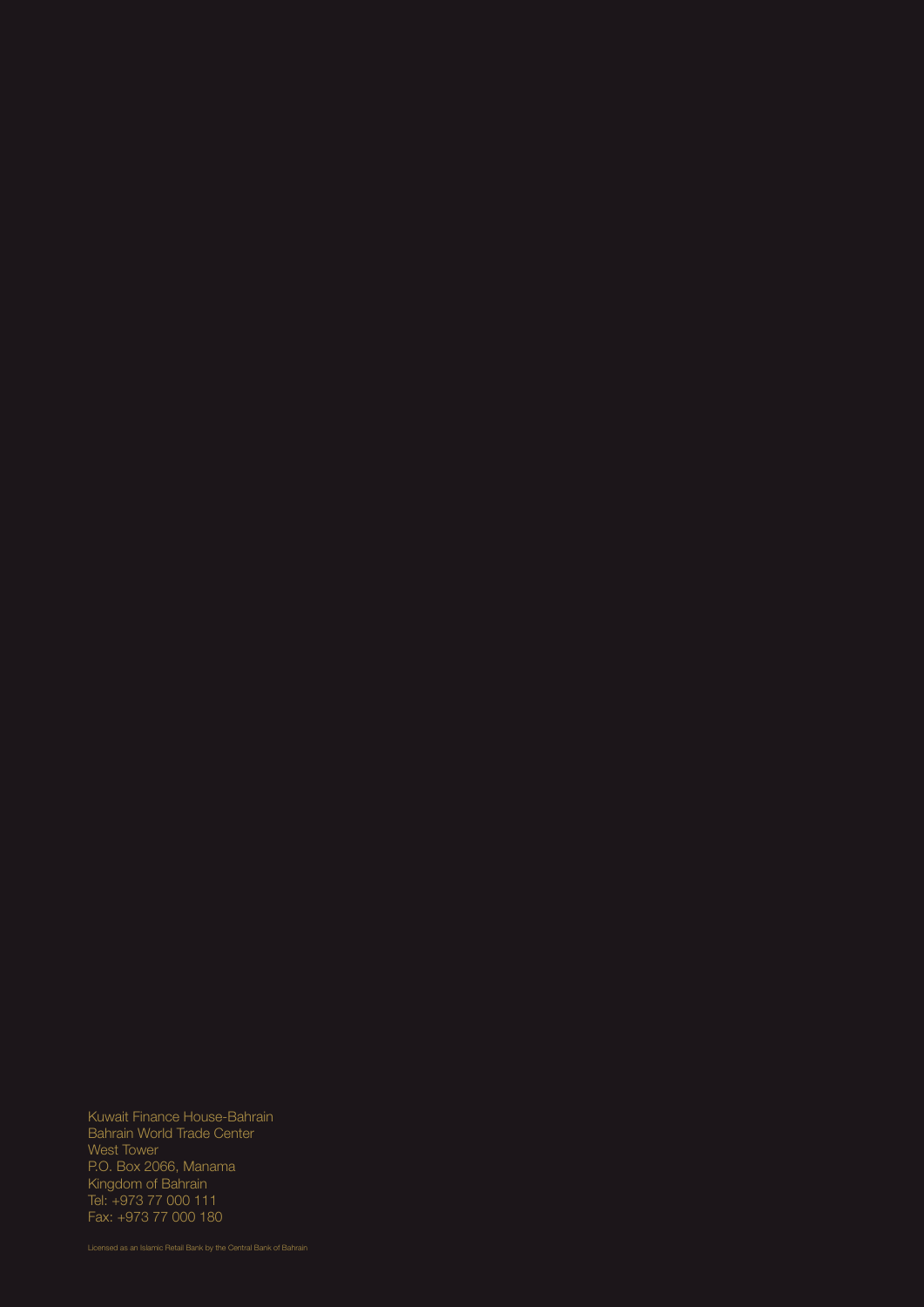Kuwait Finance House-Bahrain
Bahrain World Trade Center
West Tower
P.O. Box 2066, Manama
Kingdom of Bahrain
Tel: +973 77 000 111
Fax: +973 77 000 180

Licensed as an Islamic Retail Bank by the Central Bank of Bahrain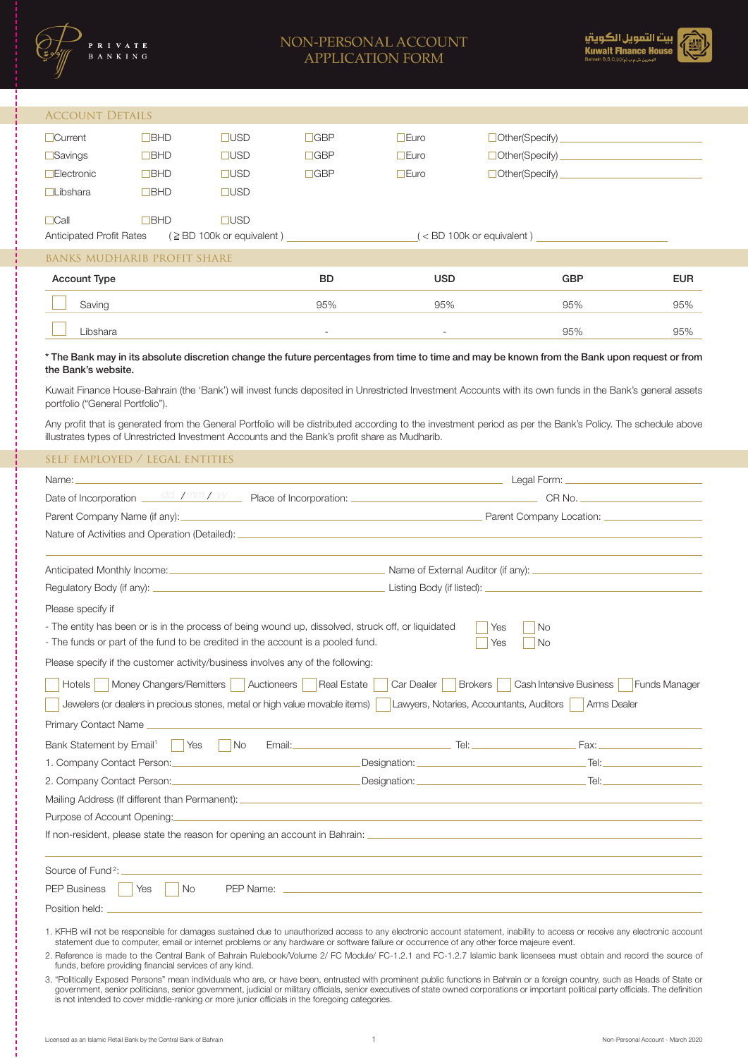# NON-PERSONAL ACCOUNT APPLICATION FORM

## ACCOUNT DETAILS

| | | | | | |
|---|---|---|---|---|---|
| ☐Current | ☐BHD | ☐USD | ☐GBP | ☐Euro | ☐Other(Specify) ________ |
| ☐Savings | ☐BHD | ☐USD | ☐GBP | ☐Euro | ☐Other(Specify) ________ |
| ☐Electronic | ☐BHD | ☐USD | ☐GBP | ☐Euro | ☐Other(Specify) ________ |
| ☐Libshara | ☐BHD | ☐USD | | | |
| ☐Call | ☐BHD | ☐USD | | | |

Anticipated Profit Rates ( ≧ BD 100k or equivalent ) ________ ( < BD 100k or equivalent ) ________

## BANKS MUDHARIB PROFIT SHARE

| Account Type | BD | USD | GBP | EUR |
|---|---|---|---|---|
| ☐ Saving | 95% | 95% | 95% | 95% |
| ☐ Libshara | - | - | 95% | 95% |

**\* The Bank may in its absolute discretion change the future percentages from time to time and may be known from the Bank upon request or from the Bank's website.**

Kuwait Finance House-Bahrain (the 'Bank') will invest funds deposited in Unrestricted Investment Accounts with its own funds in the Bank's general assets portfolio ("General Portfolio").

Any profit that is generated from the General Portfolio will be distributed according to the investment period as per the Bank's Policy. The schedule above illustrates types of Unrestricted Investment Accounts and the Bank's profit share as Mudharib.

## SELF EMPLOYED / LEGAL ENTITIES

Name: ________ Legal Form: ________

Date of Incorporation dd / mm / yy Place of Incorporation: ________ CR No. ________

Parent Company Name (if any): ________ Parent Company Location: ________

Nature of Activities and Operation (Detailed): ________

Anticipated Monthly Income: ________ Name of External Auditor (if any): ________

Regulatory Body (if any): ________ Listing Body (if listed): ________

Please specify if

- The entity has been or is in the process of being wound up, dissolved, struck off, or liquidated ☐ Yes ☐ No
- The funds or part of the fund to be credited in the account is a pooled fund. ☐ Yes ☐ No

Please specify if the customer activity/business involves any of the following:

☐ Hotels ☐ Money Changers/Remitters ☐ Auctioneers ☐ Real Estate ☐ Car Dealer ☐ Brokers ☐ Cash Intensive Business ☐ Funds Manager

☐ Jewelers (or dealers in precious stones, metal or high value movable items) ☐ Lawyers, Notaries, Accountants, Auditors ☐ Arms Dealer

Primary Contact Name ________

Bank Statement by Email[1] ☐ Yes ☐ No Email: ________ Tel: ________ Fax: ________

1. Company Contact Person: ________ Designation: ________ Tel: ________

2. Company Contact Person: ________ Designation: ________ Tel: ________

Mailing Address (If different than Permanent): ________

Purpose of Account Opening: ________

If non-resident, please state the reason for opening an account in Bahrain: ________

Source of Fund[2]: ________

PEP Business ☐ Yes ☐ No PEP Name: ________

Position held: ________

1. KFHB will not be responsible for damages sustained due to unauthorized access to any electronic account statement, inability to access or receive any electronic account statement due to computer, email or internet problems or any hardware or software failure or occurrence of any other force majeure event.
2. Reference is made to the Central Bank of Bahrain Rulebook/Volume 2/ FC Module/ FC-1.2.1 and FC-1.2.7 Islamic bank licensees must obtain and record the source of funds, before providing financial services of any kind.
3. "Politically Exposed Persons" mean individuals who are, or have been, entrusted with prominent public functions in Bahrain or a foreign country, such as Heads of State or government, senior politicians, senior government, judicial or military officials, senior executives of state owned corporations or important political party officials. The definition is not intended to cover middle-ranking or more junior officials in the foregoing categories.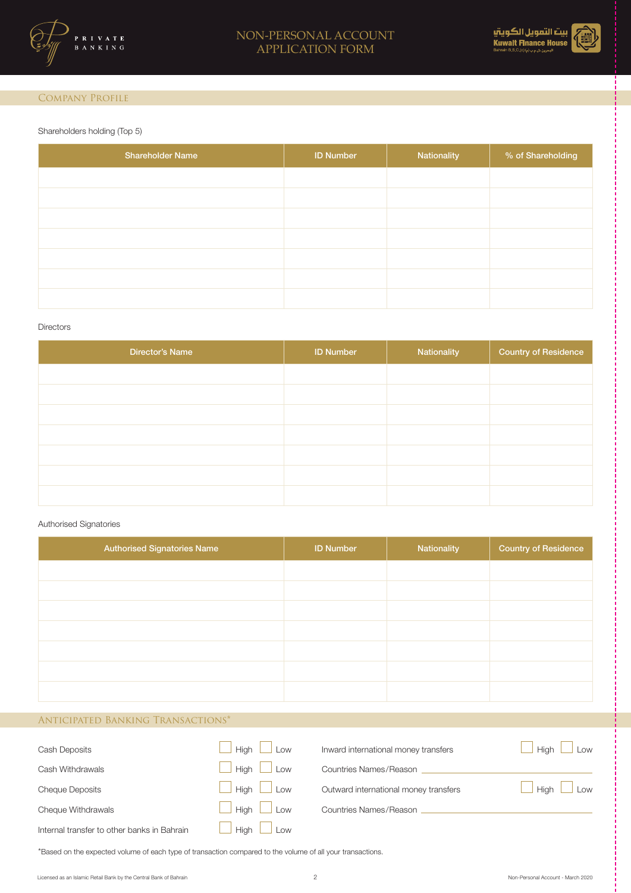# NON-PERSONAL ACCOUNT APPLICATION FORM

## Company Profile

Shareholders holding (Top 5)

| Shareholder Name | ID Number | Nationality | % of Shareholding |
|---|---|---|---|
| | | | |
| | | | |
| | | | |
| | | | |
| | | | |
| | | | |
| | | | |

Directors

| Director's Name | ID Number | Nationality | Country of Residence |
|---|---|---|---|
| | | | |
| | | | |
| | | | |
| | | | |
| | | | |
| | | | |
| | | | |

Authorised Signatories

| Authorised Signatories Name | ID Number | Nationality | Country of Residence |
|---|---|---|---|
| | | | |
| | | | |
| | | | |
| | | | |
| | | | |
| | | | |
| | | | |

## Anticipated Banking Transactions*

Cash Deposits ☐ High ☐ Low

Cash Withdrawals ☐ High ☐ Low

Cheque Deposits ☐ High ☐ Low

Cheque Withdrawals ☐ High ☐ Low

Internal transfer to other banks in Bahrain ☐ High ☐ Low

Inward international money transfers ☐ High ☐ Low

Countries Names/Reason ______________________________

Outward international money transfers ☐ High ☐ Low

Countries Names/Reason ______________________________

*Based on the expected volume of each type of transaction compared to the volume of all your transactions.

Licensed as an Islamic Retail Bank by the Central Bank of Bahrain

Non-Personal Account - March 2020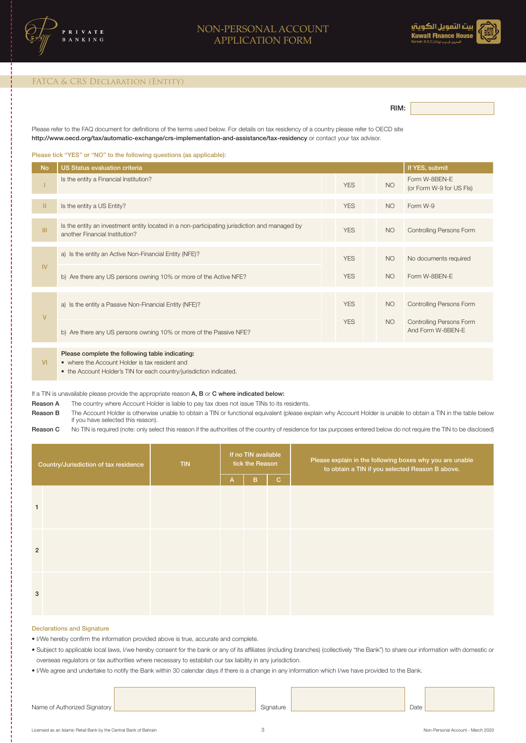# NON-PERSONAL ACCOUNT APPLICATION FORM

## FATCA & CRS Declaration (Entity)

RIM:

Please refer to the FAQ document for definitions of the terms used below. For details on tax residency of a country please refer to OECD site **http://www.oecd.org/tax/automatic-exchange/crs-implementation-and-assistance/tax-residency** or contact your tax advisor.

Please tick "YES" or "NO" to the following questions (as applicable):

| No | US Status evaluation criteria | | | If YES, submit |
|---|---|---|---|---|
| I | Is the entity a Financial Institution? | YES | NO | Form W-8BEN-E (or Form W-9 for US FIs) |
| II | Is the entity a US Entity? | YES | NO | Form W-9 |
| III | Is the entity an investment entity located in a non-participating jurisdiction and managed by another Financial Institution? | YES | NO | Controlling Persons Form |
| IV | a) Is the entity an Active Non-Financial Entity (NFE)? | YES | NO | No documents required |
| | b) Are there any US persons owning 10% or more of the Active NFE? | YES | NO | Form W-8BEN-E |
| V | a) Is the entity a Passive Non-Financial Entity (NFE)? | YES | NO | Controlling Persons Form |
| | b) Are there any US persons owning 10% or more of the Passive NFE? | YES | NO | Controlling Persons Form And Form W-8BEN-E |
| VI | **Please complete the following table indicating:**<br>• where the Account Holder is tax resident and<br>• the Account Holder's TIN for each country/jurisdiction indicated. | | | |

If a TIN is unavailable please provide the appropriate reason **A**, **B** or **C where indicated below:**

**Reason A** The country where Account Holder is liable to pay tax does not issue TINs to its residents.

**Reason B** The Account Holder is otherwise unable to obtain a TIN or functional equivalent (please explain why Account Holder is unable to obtain a TIN in the table below if you have selected this reason).

**Reason C** No TIN is required (note: only select this reason if the authorities of the country of residence for tax purposes entered below do not require the TIN to be disclosed)

| | Country/Jurisdiction of tax residence | TIN | If no TIN available tick the Reason | | | Please explain in the following boxes why you are unable to obtain a TIN if you selected Reason B above. |
|---|---|---|---|---|---|---|
| | | | A | B | C | |
| 1 | | | | | | |
| 2 | | | | | | |
| 3 | | | | | | |

### Declarations and Signature

- I/We hereby confirm the information provided above is true, accurate and complete.
- Subject to applicable local laws, I/we hereby consent for the bank or any of its affiliates (including branches) (collectively "the Bank") to share our information with domestic or overseas regulators or tax authorities where necessary to establish our tax liability in any jurisdiction.
- I/We agree and undertake to notify the Bank within 30 calendar days if there is a change in any information which I/we have provided to the Bank.

Name of Authorized Signatory ____________ Signature ____________ Date ____________

Licensed as an Islamic Retail Bank by the Central Bank of Bahrain

Non-Personal Account - March 2020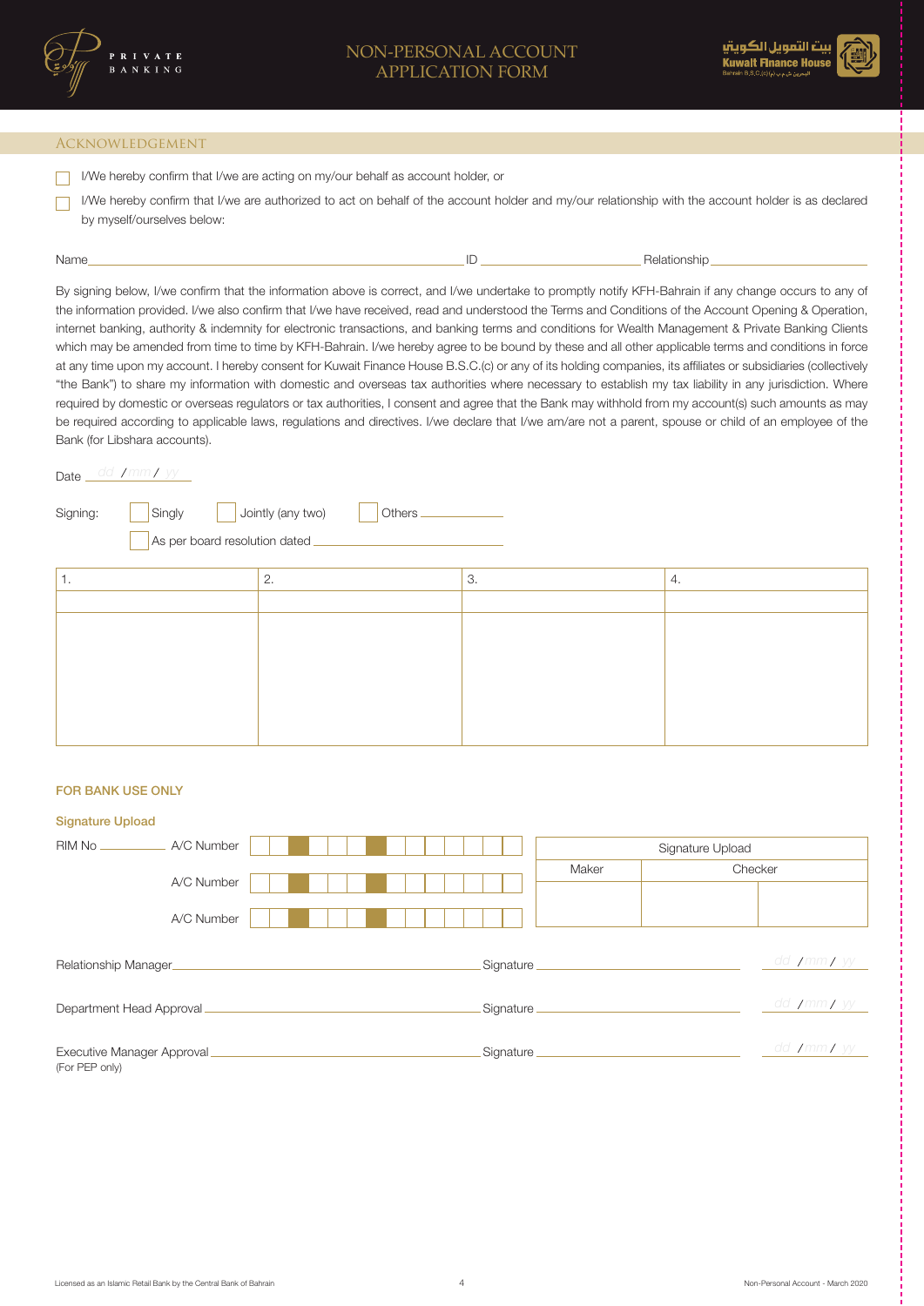# NON-PERSONAL ACCOUNT APPLICATION FORM

## ACKNOWLEDGEMENT

☐ I/We hereby confirm that I/we are acting on my/our behalf as account holder, or

☐ I/We hereby confirm that I/we are authorized to act on behalf of the account holder and my/our relationship with the account holder is as declared by myself/ourselves below:

Name ______________________ ID ______________ Relationship ______________

By signing below, I/we confirm that the information above is correct, and I/we undertake to promptly notify KFH-Bahrain if any change occurs to any of the information provided. I/we also confirm that I/we have received, read and understood the Terms and Conditions of the Account Opening & Operation, internet banking, authority & indemnity for electronic transactions, and banking terms and conditions for Wealth Management & Private Banking Clients which may be amended from time to time by KFH-Bahrain. I/we hereby agree to be bound by these and all other applicable terms and conditions in force at any time upon my account. I hereby consent for Kuwait Finance House B.S.C.(c) or any of its holding companies, its affiliates or subsidiaries (collectively "the Bank") to share my information with domestic and overseas tax authorities where necessary to establish my tax liability in any jurisdiction. Where required by domestic or overseas regulators or tax authorities, I consent and agree that the Bank may withhold from my account(s) such amounts as may be required according to applicable laws, regulations and directives. I/we declare that I/we am/are not a parent, spouse or child of an employee of the Bank (for Libshara accounts).

Date dd / mm / yy

Signing: ☐ Singly ☐ Jointly (any two) ☐ Others ______________

☐ As per board resolution dated ______________

| 1. | 2. | 3. | 4. |
|---|---|---|---|
| | | | |
| | | | |

### FOR BANK USE ONLY

**Signature Upload**

RIM No __________ A/C Number ☐☐☐☐☐☐☐☐☐☐☐☐☐☐

A/C Number ☐☐☐☐☐☐☐☐☐☐☐☐☐☐

A/C Number ☐☐☐☐☐☐☐☐☐☐☐☐☐☐

| Signature Upload | | |
|---|---|---|
| Maker | Checker | |
| | | |

Relationship Manager ______________________ Signature ______________ dd / mm / yy

Department Head Approval ______________________ Signature ______________ dd / mm / yy

Executive Manager Approval ______________________ Signature ______________ dd / mm / yy
(For PEP only)

Licensed as an Islamic Retail Bank by the Central Bank of Bahrain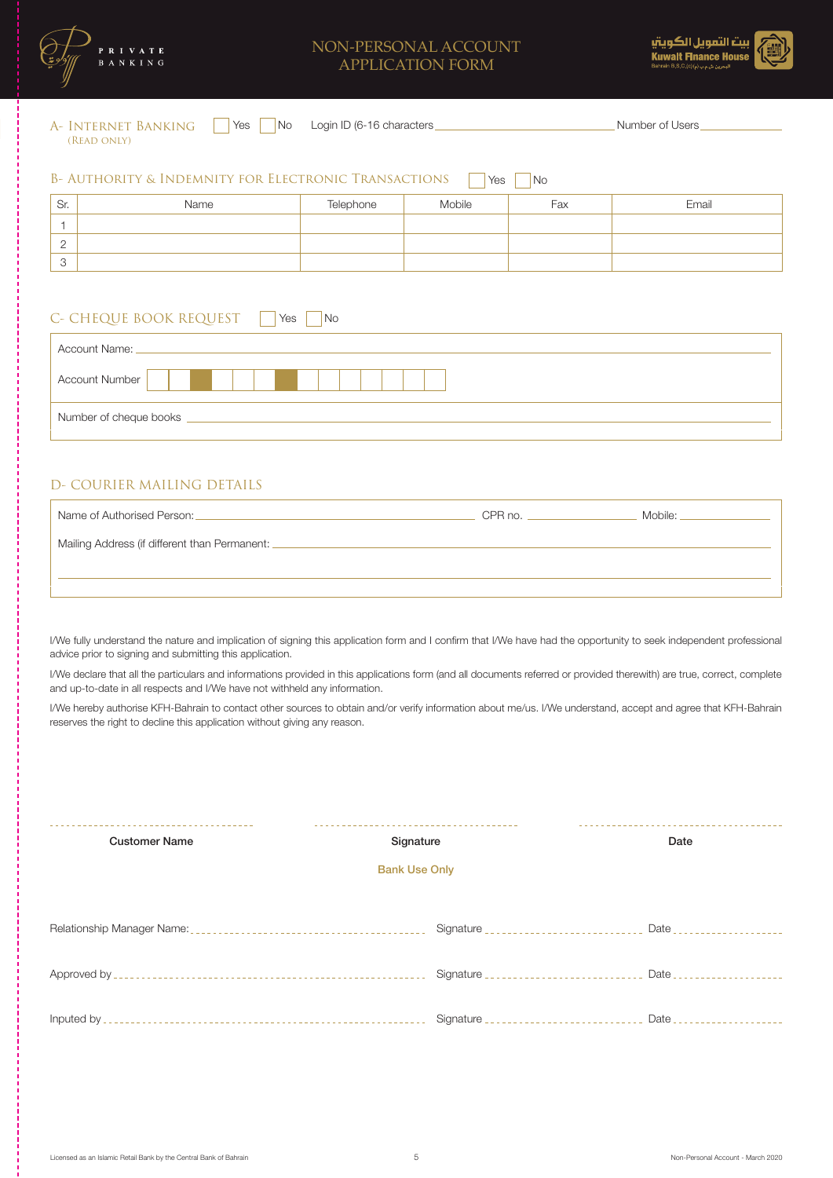# NON-PERSONAL ACCOUNT APPLICATION FORM

## A- Internet Banking (Read Only)

☐ Yes ☐ No Login ID (6-16 characters ______________________ Number of Users ____________

## B- Authority & Indemnity for Electronic Transactions

☐ Yes ☐ No

| Sr. | Name | Telephone | Mobile | Fax | Email |
|---|---|---|---|---|---|
| 1 | | | | | |
| 2 | | | | | |
| 3 | | | | | |

## C- Cheque Book Request

☐ Yes ☐ No

Account Name: ______________________________________________

Account Number | | | | | | | | | | | | | | |

Number of cheque books ______________________________________________

## D- Courier Mailing Details

Name of Authorised Person: ______________________ CPR no. ____________ Mobile: ____________

Mailing Address (if different than Permanent: ______________________________________________

______________________________________________

I/We fully understand the nature and implication of signing this application form and I confirm that I/We have had the opportunity to seek independent professional advice prior to signing and submitting this application.

I/We declare that all the particulars and informations provided in this applications form (and all documents referred or provided therewith) are true, correct, complete and up-to-date in all respects and I/We have not withheld any information.

I/We hereby authorise KFH-Bahrain to contact other sources to obtain and/or verify information about me/us. I/We understand, accept and agree that KFH-Bahrain reserves the right to decline this application without giving any reason.

| ------------------------ | ------------------------ | ------------------------ |
|---|---|---|
| **Customer Name** | **Signature** | **Date** |

**Bank Use Only**

Relationship Manager Name: ------------------------ Signature ------------------------ Date ------------

Approved by ------------------------ Signature ------------------------ Date ------------

Inputed by ------------------------ Signature ------------------------ Date ------------

Licensed as an Islamic Retail Bank by the Central Bank of Bahrain